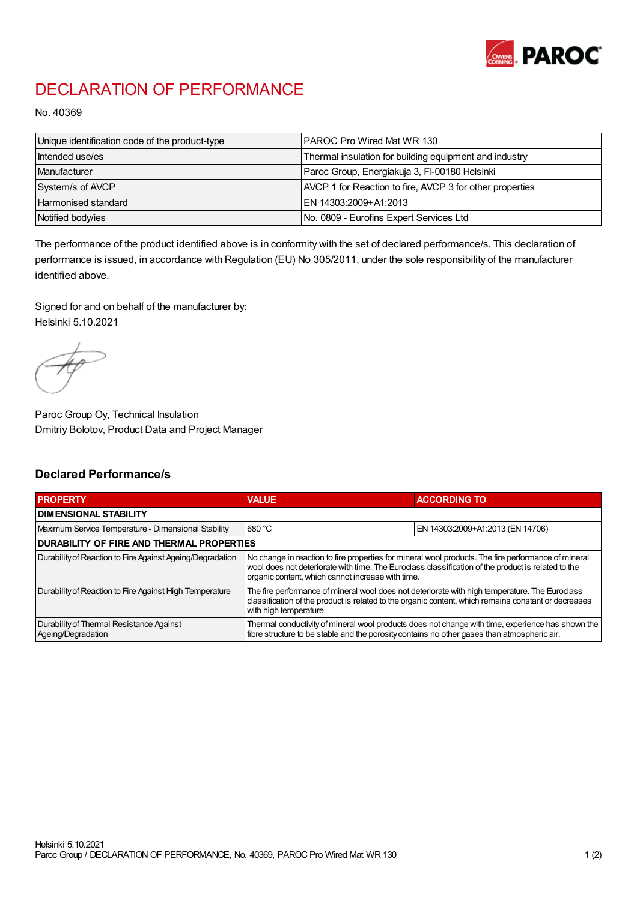# DECLARATION OF PERFORMANCE

No. 40369

| | |
|---|---|
| Unique identification code of the product-type | PAROC Pro Wired Mat WR 130 |
| Intended use/es | Thermal insulation for building equipment and industry |
| Manufacturer | Paroc Group, Energiakuja 3, FI-00180 Helsinki |
| System/s of AVCP | AVCP 1 for Reaction to fire, AVCP 3 for other properties |
| Harmonised standard | EN 14303:2009+A1:2013 |
| Notified body/ies | No. 0809 - Eurofins Expert Services Ltd |

The performance of the product identified above is in conformity with the set of declared performance/s. This declaration of performance is issued, in accordance with Regulation (EU) No 305/2011, under the sole responsibility of the manufacturer identified above.

Signed for and on behalf of the manufacturer by:
Helsinki 5.10.2021

Paroc Group Oy, Technical Insulation
Dmitriy Bolotov, Product Data and Project Manager

## Declared Performance/s

| PROPERTY | VALUE | ACCORDING TO |
|---|---|---|
| **DIMENSIONAL STABILITY** | | |
| Maximum Service Temperature - Dimensional Stability | 680 °C | EN 14303:2009+A1:2013 (EN 14706) |
| **DURABILITY OF FIRE AND THERMAL PROPERTIES** | | |
| Durability of Reaction to Fire Against Ageing/Degradation | No change in reaction to fire properties for mineral wool products. The fire performance of mineral wool does not deteriorate with time. The Euroclass classification of the product is related to the organic content, which cannot increase with time. | |
| Durability of Reaction to Fire Against High Temperature | The fire performance of mineral wool does not deteriorate with high temperature. The Euroclass classification of the product is related to the organic content, which remains constant or decreases with high temperature. | |
| Durability of Thermal Resistance Against Ageing/Degradation | Thermal conductivity of mineral wool products does not change with time, experience has shown the fibre structure to be stable and the porosity contains no other gases than atmospheric air. | |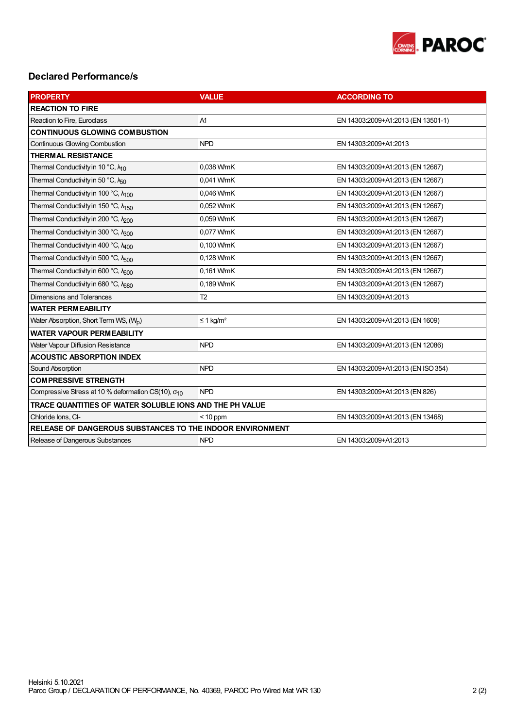## Declared Performance/s

| PROPERTY | VALUE | ACCORDING TO |
|---|---|---|
| **REACTION TO FIRE** | | |
| Reaction to Fire, Euroclass | A1 | EN 14303:2009+A1:2013 (EN 13501-1) |
| **CONTINUOUS GLOWING COMBUSTION** | | |
| Continuous Glowing Combustion | NPD | EN 14303:2009+A1:2013 |
| **THERMAL RESISTANCE** | | |
| Thermal Conductivity in 10 °C, $\lambda_{10}$ | 0,038 W/mK | EN 14303:2009+A1:2013 (EN 12667) |
| Thermal Conductivity in 50 °C, $\lambda_{50}$ | 0,041 W/mK | EN 14303:2009+A1:2013 (EN 12667) |
| Thermal Conductivity in 100 °C, $\lambda_{100}$ | 0,046 W/mK | EN 14303:2009+A1:2013 (EN 12667) |
| Thermal Conductivity in 150 °C, $\lambda_{150}$ | 0,052 W/mK | EN 14303:2009+A1:2013 (EN 12667) |
| Thermal Conductivity in 200 °C, $\lambda_{200}$ | 0,059 W/mK | EN 14303:2009+A1:2013 (EN 12667) |
| Thermal Conductivity in 300 °C, $\lambda_{300}$ | 0,077 W/mK | EN 14303:2009+A1:2013 (EN 12667) |
| Thermal Conductivity in 400 °C, $\lambda_{400}$ | 0,100 W/mK | EN 14303:2009+A1:2013 (EN 12667) |
| Thermal Conductivity in 500 °C, $\lambda_{500}$ | 0,128 W/mK | EN 14303:2009+A1:2013 (EN 12667) |
| Thermal Conductivity in 600 °C, $\lambda_{600}$ | 0,161 W/mK | EN 14303:2009+A1:2013 (EN 12667) |
| Thermal Conductivity in 680 °C, $\lambda_{680}$ | 0,189 W/mK | EN 14303:2009+A1:2013 (EN 12667) |
| Dimensions and Tolerances | T2 | EN 14303:2009+A1:2013 |
| **WATER PERMEABILITY** | | |
| Water Absorption, Short Term WS, ($W_p$) | ≤ 1 kg/m² | EN 14303:2009+A1:2013 (EN 1609) |
| **WATER VAPOUR PERMEABILITY** | | |
| Water Vapour Diffusion Resistance | NPD | EN 14303:2009+A1:2013 (EN 12086) |
| **ACOUSTIC ABSORPTION INDEX** | | |
| Sound Absorption | NPD | EN 14303:2009+A1:2013 (EN ISO 354) |
| **COMPRESSIVE STRENGTH** | | |
| Compressive Stress at 10 % deformation CS(10), $\sigma_{10}$ | NPD | EN 14303:2009+A1:2013 (EN 826) |
| **TRACE QUANTITIES OF WATER SOLUBLE IONS AND THE PH VALUE** | | |
| Chloride Ions, Cl- | < 10 ppm | EN 14303:2009+A1:2013 (EN 13468) |
| **RELEASE OF DANGEROUS SUBSTANCES TO THE INDOOR ENVIRONMENT** | | |
| Release of Dangerous Substances | NPD | EN 14303:2009+A1:2013 |

Helsinki 5.10.2021
Paroc Group / DECLARATION OF PERFORMANCE, No. 40369, PAROC Pro Wired Mat WR 130